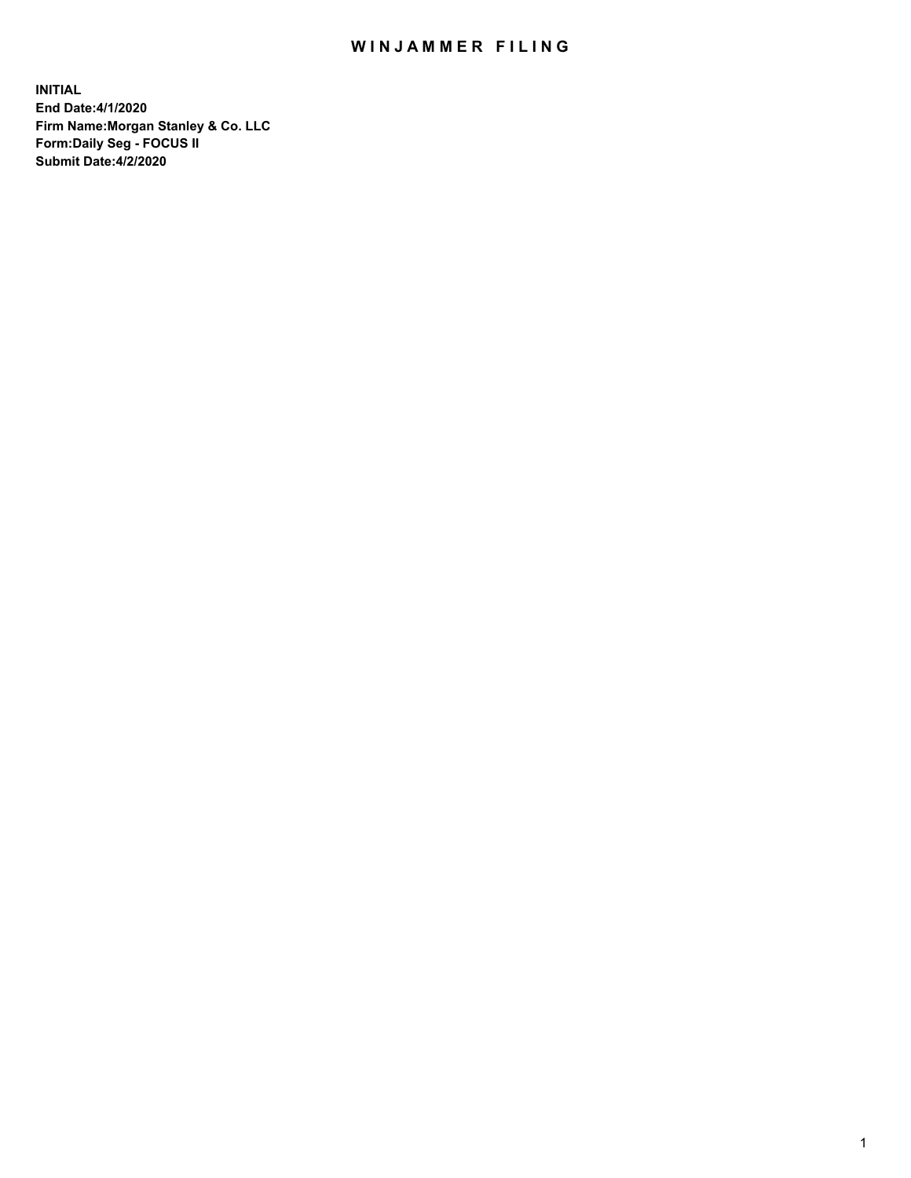# WINJAMMER FILING

**INITIAL**
**End Date:4/1/2020**
**Firm Name:Morgan Stanley & Co. LLC**
**Form:Daily Seg - FOCUS II**
**Submit Date:4/2/2020**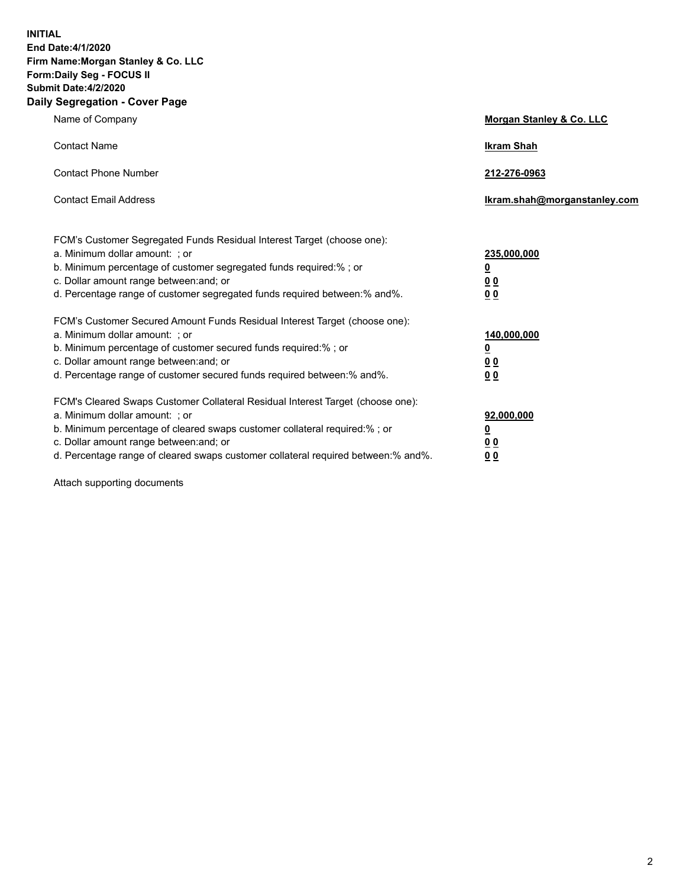**INITIAL**
**End Date:4/1/2020**
**Firm Name:Morgan Stanley & Co. LLC**
**Form:Daily Seg - FOCUS II**
**Submit Date:4/2/2020**

## Daily Segregation - Cover Page

| | |
|---|---|
| Name of Company | **Morgan Stanley & Co. LLC** |
| Contact Name | **Ikram Shah** |
| Contact Phone Number | **212-276-0963** |
| Contact Email Address | **Ikram.shah@morganstanley.com** |

FCM's Customer Segregated Funds Residual Interest Target (choose one):

| | |
|---|---|
| a. Minimum dollar amount: ; or | **235,000,000** |
| b. Minimum percentage of customer segregated funds required:% ; or | **0** |
| c. Dollar amount range between:and; or | **0 0** |
| d. Percentage range of customer segregated funds required between:% and%. | **0 0** |

FCM's Customer Secured Amount Funds Residual Interest Target (choose one):

| | |
|---|---|
| a. Minimum dollar amount: ; or | **140,000,000** |
| b. Minimum percentage of customer secured funds required:% ; or | **0** |
| c. Dollar amount range between:and; or | **0 0** |
| d. Percentage range of customer secured funds required between:% and%. | **0 0** |

FCM's Cleared Swaps Customer Collateral Residual Interest Target (choose one):

| | |
|---|---|
| a. Minimum dollar amount: ; or | **92,000,000** |
| b. Minimum percentage of cleared swaps customer collateral required:% ; or | **0** |
| c. Dollar amount range between:and; or | **0 0** |
| d. Percentage range of cleared swaps customer collateral required between:% and%. | **0 0** |

Attach supporting documents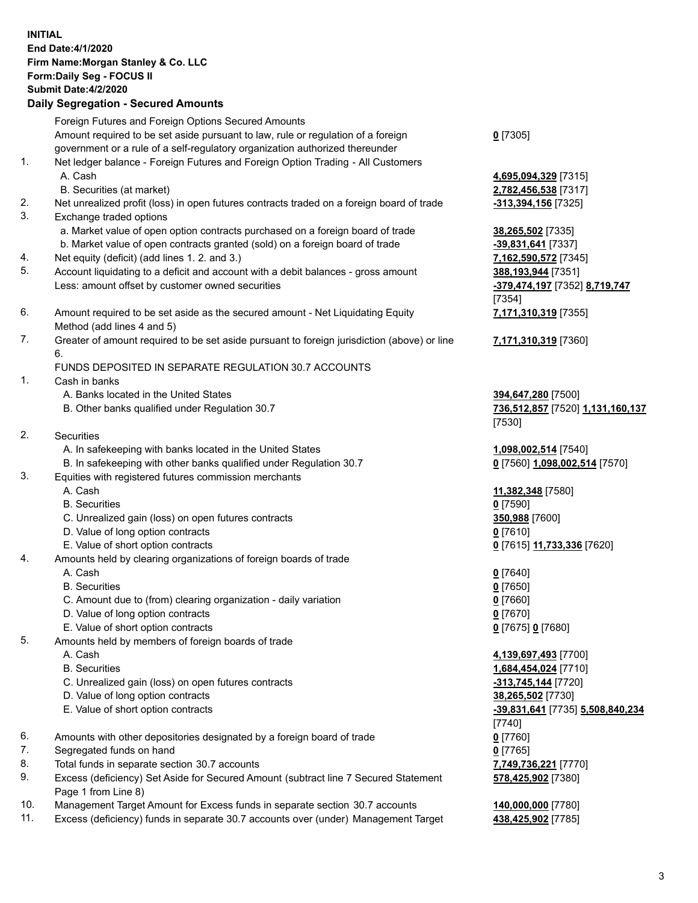**INITIAL**
**End Date:4/1/2020**
**Firm Name:Morgan Stanley & Co. LLC**
**Form:Daily Seg - FOCUS II**
**Submit Date:4/2/2020**

## Daily Segregation - Secured Amounts

| | | |
|---|---|---|
| | Foreign Futures and Foreign Options Secured Amounts | |
| | Amount required to be set aside pursuant to law, rule or regulation of a foreign government or a rule of a self-regulatory organization authorized thereunder | **0** [7305] |
| 1. | Net ledger balance - Foreign Futures and Foreign Option Trading - All Customers | |
| | A. Cash | **4,695,094,329** [7315] |
| | B. Securities (at market) | **2,782,456,538** [7317] |
| 2. | Net unrealized profit (loss) in open futures contracts traded on a foreign board of trade | **-313,394,156** [7325] |
| 3. | Exchange traded options | |
| | a. Market value of open option contracts purchased on a foreign board of trade | **38,265,502** [7335] |
| | b. Market value of open contracts granted (sold) on a foreign board of trade | **-39,831,641** [7337] |
| 4. | Net equity (deficit) (add lines 1. 2. and 3.) | **7,162,590,572** [7345] |
| 5. | Account liquidating to a deficit and account with a debit balances - gross amount | **388,193,944** [7351] |
| | Less: amount offset by customer owned securities | **-379,474,197** [7352] **8,719,747** [7354] |
| 6. | Amount required to be set aside as the secured amount - Net Liquidating Equity Method (add lines 4 and 5) | **7,171,310,319** [7355] |
| 7. | Greater of amount required to be set aside pursuant to foreign jurisdiction (above) or line 6. | **7,171,310,319** [7360] |
| | FUNDS DEPOSITED IN SEPARATE REGULATION 30.7 ACCOUNTS | |
| 1. | Cash in banks | |
| | A. Banks located in the United States | **394,647,280** [7500] |
| | B. Other banks qualified under Regulation 30.7 | **736,512,857** [7520] **1,131,160,137** [7530] |
| 2. | Securities | |
| | A. In safekeeping with banks located in the United States | **1,098,002,514** [7540] |
| | B. In safekeeping with other banks qualified under Regulation 30.7 | **0** [7560] **1,098,002,514** [7570] |
| 3. | Equities with registered futures commission merchants | |
| | A. Cash | **11,382,348** [7580] |
| | B. Securities | **0** [7590] |
| | C. Unrealized gain (loss) on open futures contracts | **350,988** [7600] |
| | D. Value of long option contracts | **0** [7610] |
| | E. Value of short option contracts | **0** [7615] **11,733,336** [7620] |
| 4. | Amounts held by clearing organizations of foreign boards of trade | |
| | A. Cash | **0** [7640] |
| | B. Securities | **0** [7650] |
| | C. Amount due to (from) clearing organization - daily variation | **0** [7660] |
| | D. Value of long option contracts | **0** [7670] |
| | E. Value of short option contracts | **0** [7675] **0** [7680] |
| 5. | Amounts held by members of foreign boards of trade | |
| | A. Cash | **4,139,697,493** [7700] |
| | B. Securities | **1,684,454,024** [7710] |
| | C. Unrealized gain (loss) on open futures contracts | **-313,745,144** [7720] |
| | D. Value of long option contracts | **38,265,502** [7730] |
| | E. Value of short option contracts | **-39,831,641** [7735] **5,508,840,234** [7740] |
| 6. | Amounts with other depositories designated by a foreign board of trade | **0** [7760] |
| 7. | Segregated funds on hand | **0** [7765] |
| 8. | Total funds in separate section 30.7 accounts | **7,749,736,221** [7770] |
| 9. | Excess (deficiency) Set Aside for Secured Amount (subtract line 7 Secured Statement Page 1 from Line 8) | **578,425,902** [7380] |
| 10. | Management Target Amount for Excess funds in separate section 30.7 accounts | **140,000,000** [7780] |
| 11. | Excess (deficiency) funds in separate 30.7 accounts over (under) Management Target | **438,425,902** [7785] |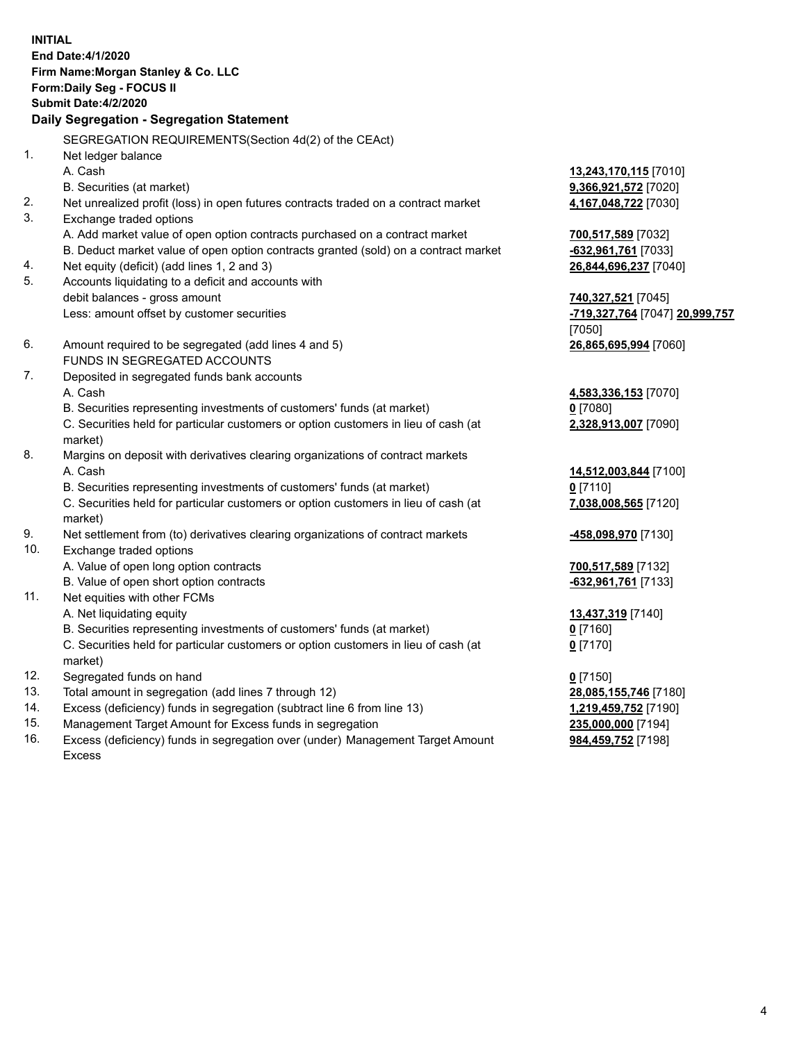**INITIAL**
**End Date:4/1/2020**
**Firm Name:Morgan Stanley & Co. LLC**
**Form:Daily Seg - FOCUS II**
**Submit Date:4/2/2020**

## Daily Segregation - Segregation Statement

SEGREGATION REQUIREMENTS(Section 4d(2) of the CEAct)

| | | |
|---|---|---|
| 1. | Net ledger balance | |
| | A. Cash | **13,243,170,115** [7010] |
| | B. Securities (at market) | **9,366,921,572** [7020] |
| 2. | Net unrealized profit (loss) in open futures contracts traded on a contract market | **4,167,048,722** [7030] |
| 3. | Exchange traded options | |
| | A. Add market value of open option contracts purchased on a contract market | **700,517,589** [7032] |
| | B. Deduct market value of open option contracts granted (sold) on a contract market | **-632,961,761** [7033] |
| 4. | Net equity (deficit) (add lines 1, 2 and 3) | **26,844,696,237** [7040] |
| 5. | Accounts liquidating to a deficit and accounts with debit balances - gross amount | **740,327,521** [7045] |
| | Less: amount offset by customer securities | **-719,327,764** [7047] **20,999,757** [7050] |
| 6. | Amount required to be segregated (add lines 4 and 5) | **26,865,695,994** [7060] |
| | FUNDS IN SEGREGATED ACCOUNTS | |
| 7. | Deposited in segregated funds bank accounts | |
| | A. Cash | **4,583,336,153** [7070] |
| | B. Securities representing investments of customers' funds (at market) | **0** [7080] |
| | C. Securities held for particular customers or option customers in lieu of cash (at market) | **2,328,913,007** [7090] |
| 8. | Margins on deposit with derivatives clearing organizations of contract markets | |
| | A. Cash | **14,512,003,844** [7100] |
| | B. Securities representing investments of customers' funds (at market) | **0** [7110] |
| | C. Securities held for particular customers or option customers in lieu of cash (at market) | **7,038,008,565** [7120] |
| 9. | Net settlement from (to) derivatives clearing organizations of contract markets | **-458,098,970** [7130] |
| 10. | Exchange traded options | |
| | A. Value of open long option contracts | **700,517,589** [7132] |
| | B. Value of open short option contracts | **-632,961,761** [7133] |
| 11. | Net equities with other FCMs | |
| | A. Net liquidating equity | **13,437,319** [7140] |
| | B. Securities representing investments of customers' funds (at market) | **0** [7160] |
| | C. Securities held for particular customers or option customers in lieu of cash (at market) | **0** [7170] |
| 12. | Segregated funds on hand | **0** [7150] |
| 13. | Total amount in segregation (add lines 7 through 12) | **28,085,155,746** [7180] |
| 14. | Excess (deficiency) funds in segregation (subtract line 6 from line 13) | **1,219,459,752** [7190] |
| 15. | Management Target Amount for Excess funds in segregation | **235,000,000** [7194] |
| 16. | Excess (deficiency) funds in segregation over (under) Management Target Amount Excess | **984,459,752** [7198] |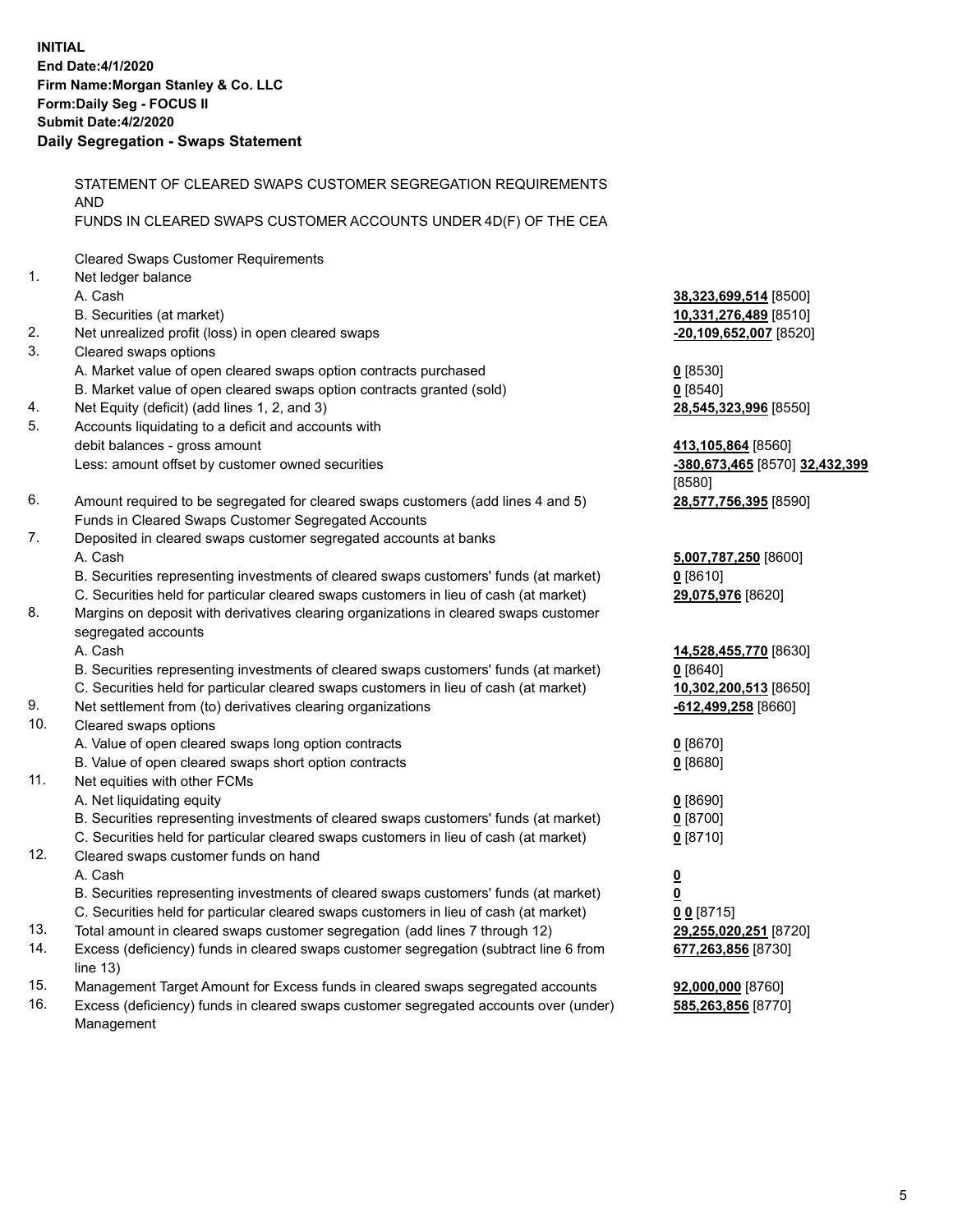**INITIAL**
**End Date:4/1/2020**
**Firm Name:Morgan Stanley & Co. LLC**
**Form:Daily Seg - FOCUS II**
**Submit Date:4/2/2020**
**Daily Segregation - Swaps Statement**

STATEMENT OF CLEARED SWAPS CUSTOMER SEGREGATION REQUIREMENTS AND FUNDS IN CLEARED SWAPS CUSTOMER ACCOUNTS UNDER 4D(F) OF THE CEA

| | | |
|---|---|---|
| | Cleared Swaps Customer Requirements | |
| 1. | Net ledger balance | |
| | A. Cash | **38,323,699,514** [8500] |
| | B. Securities (at market) | **10,331,276,489** [8510] |
| 2. | Net unrealized profit (loss) in open cleared swaps | **-20,109,652,007** [8520] |
| 3. | Cleared swaps options | |
| | A. Market value of open cleared swaps option contracts purchased | **0** [8530] |
| | B. Market value of open cleared swaps option contracts granted (sold) | **0** [8540] |
| 4. | Net Equity (deficit) (add lines 1, 2, and 3) | **28,545,323,996** [8550] |
| 5. | Accounts liquidating to a deficit and accounts with debit balances - gross amount | **413,105,864** [8560] |
| | Less: amount offset by customer owned securities | **-380,673,465** [8570] **32,432,399** [8580] |
| 6. | Amount required to be segregated for cleared swaps customers (add lines 4 and 5) | **28,577,756,395** [8590] |
| | Funds in Cleared Swaps Customer Segregated Accounts | |
| 7. | Deposited in cleared swaps customer segregated accounts at banks | |
| | A. Cash | **5,007,787,250** [8600] |
| | B. Securities representing investments of cleared swaps customers' funds (at market) | **0** [8610] |
| | C. Securities held for particular cleared swaps customers in lieu of cash (at market) | **29,075,976** [8620] |
| 8. | Margins on deposit with derivatives clearing organizations in cleared swaps customer segregated accounts | |
| | A. Cash | **14,528,455,770** [8630] |
| | B. Securities representing investments of cleared swaps customers' funds (at market) | **0** [8640] |
| | C. Securities held for particular cleared swaps customers in lieu of cash (at market) | **10,302,200,513** [8650] |
| 9. | Net settlement from (to) derivatives clearing organizations | **-612,499,258** [8660] |
| 10. | Cleared swaps options | |
| | A. Value of open cleared swaps long option contracts | **0** [8670] |
| | B. Value of open cleared swaps short option contracts | **0** [8680] |
| 11. | Net equities with other FCMs | |
| | A. Net liquidating equity | **0** [8690] |
| | B. Securities representing investments of cleared swaps customers' funds (at market) | **0** [8700] |
| | C. Securities held for particular cleared swaps customers in lieu of cash (at market) | **0** [8710] |
| 12. | Cleared swaps customer funds on hand | |
| | A. Cash | **0** |
| | B. Securities representing investments of cleared swaps customers' funds (at market) | **0** |
| | C. Securities held for particular cleared swaps customers in lieu of cash (at market) | **0** **0** [8715] |
| 13. | Total amount in cleared swaps customer segregation (add lines 7 through 12) | **29,255,020,251** [8720] |
| 14. | Excess (deficiency) funds in cleared swaps customer segregation (subtract line 6 from line 13) | **677,263,856** [8730] |
| 15. | Management Target Amount for Excess funds in cleared swaps segregated accounts | **92,000,000** [8760] |
| 16. | Excess (deficiency) funds in cleared swaps customer segregated accounts over (under) Management | **585,263,856** [8770] |